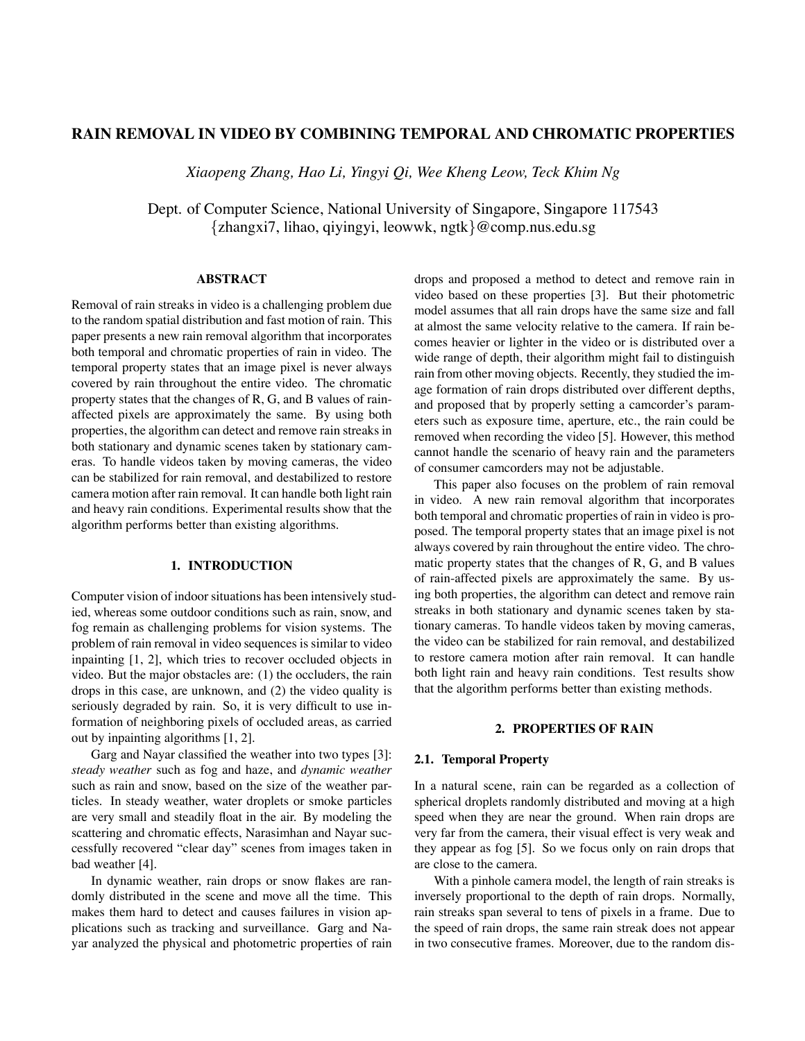# RAIN REMOVAL IN VIDEO BY COMBINING TEMPORAL AND CHROMATIC PROPERTIES

*Xiaopeng Zhang, Hao Li, Yingyi Qi, Wee Kheng Leow, Teck Khim Ng*

Dept. of Computer Science, National University of Singapore, Singapore 117543
{zhangxi7, lihao, qiyingyi, leowwk, ngtk}@comp.nus.edu.sg

## ABSTRACT

Removal of rain streaks in video is a challenging problem due to the random spatial distribution and fast motion of rain. This paper presents a new rain removal algorithm that incorporates both temporal and chromatic properties of rain in video. The temporal property states that an image pixel is never always covered by rain throughout the entire video. The chromatic property states that the changes of R, G, and B values of rain-affected pixels are approximately the same. By using both properties, the algorithm can detect and remove rain streaks in both stationary and dynamic scenes taken by stationary cameras. To handle videos taken by moving cameras, the video can be stabilized for rain removal, and destabilized to restore camera motion after rain removal. It can handle both light rain and heavy rain conditions. Experimental results show that the algorithm performs better than existing algorithms.

## 1. INTRODUCTION

Computer vision of indoor situations has been intensively studied, whereas some outdoor conditions such as rain, snow, and fog remain as challenging problems for vision systems. The problem of rain removal in video sequences is similar to video inpainting [1, 2], which tries to recover occluded objects in video. But the major obstacles are: (1) the occluders, the rain drops in this case, are unknown, and (2) the video quality is seriously degraded by rain. So, it is very difficult to use information of neighboring pixels of occluded areas, as carried out by inpainting algorithms [1, 2].

Garg and Nayar classified the weather into two types [3]: *steady weather* such as fog and haze, and *dynamic weather* such as rain and snow, based on the size of the weather particles. In steady weather, water droplets or smoke particles are very small and steadily float in the air. By modeling the scattering and chromatic effects, Narasimhan and Nayar successfully recovered "clear day" scenes from images taken in bad weather [4].

In dynamic weather, rain drops or snow flakes are randomly distributed in the scene and move all the time. This makes them hard to detect and causes failures in vision applications such as tracking and surveillance. Garg and Nayar analyzed the physical and photometric properties of rain drops and proposed a method to detect and remove rain in video based on these properties [3]. But their photometric model assumes that all rain drops have the same size and fall at almost the same velocity relative to the camera. If rain becomes heavier or lighter in the video or is distributed over a wide range of depth, their algorithm might fail to distinguish rain from other moving objects. Recently, they studied the image formation of rain drops distributed over different depths, and proposed that by properly setting a camcorder's parameters such as exposure time, aperture, etc., the rain could be removed when recording the video [5]. However, this method cannot handle the scenario of heavy rain and the parameters of consumer camcorders may not be adjustable.

This paper also focuses on the problem of rain removal in video. A new rain removal algorithm that incorporates both temporal and chromatic properties of rain in video is proposed. The temporal property states that an image pixel is not always covered by rain throughout the entire video. The chromatic property states that the changes of R, G, and B values of rain-affected pixels are approximately the same. By using both properties, the algorithm can detect and remove rain streaks in both stationary and dynamic scenes taken by stationary cameras. To handle videos taken by moving cameras, the video can be stabilized for rain removal, and destabilized to restore camera motion after rain removal. It can handle both light rain and heavy rain conditions. Test results show that the algorithm performs better than existing methods.

## 2. PROPERTIES OF RAIN

### 2.1. Temporal Property

In a natural scene, rain can be regarded as a collection of spherical droplets randomly distributed and moving at a high speed when they are near the ground. When rain drops are very far from the camera, their visual effect is very weak and they appear as fog [5]. So we focus only on rain drops that are close to the camera.

With a pinhole camera model, the length of rain streaks is inversely proportional to the depth of rain drops. Normally, rain streaks span several to tens of pixels in a frame. Due to the speed of rain drops, the same rain streak does not appear in two consecutive frames. Moreover, due to the random dis-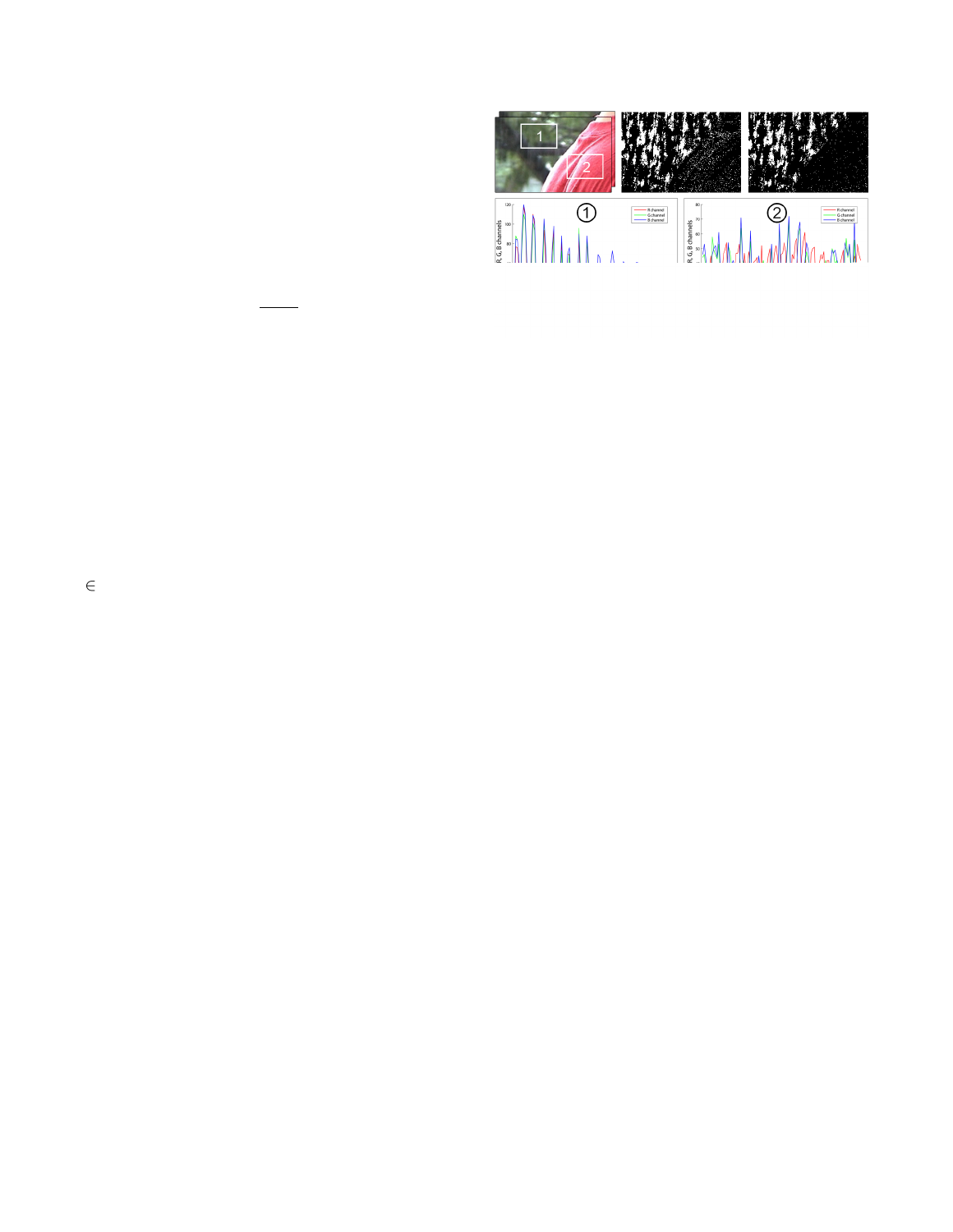$\in$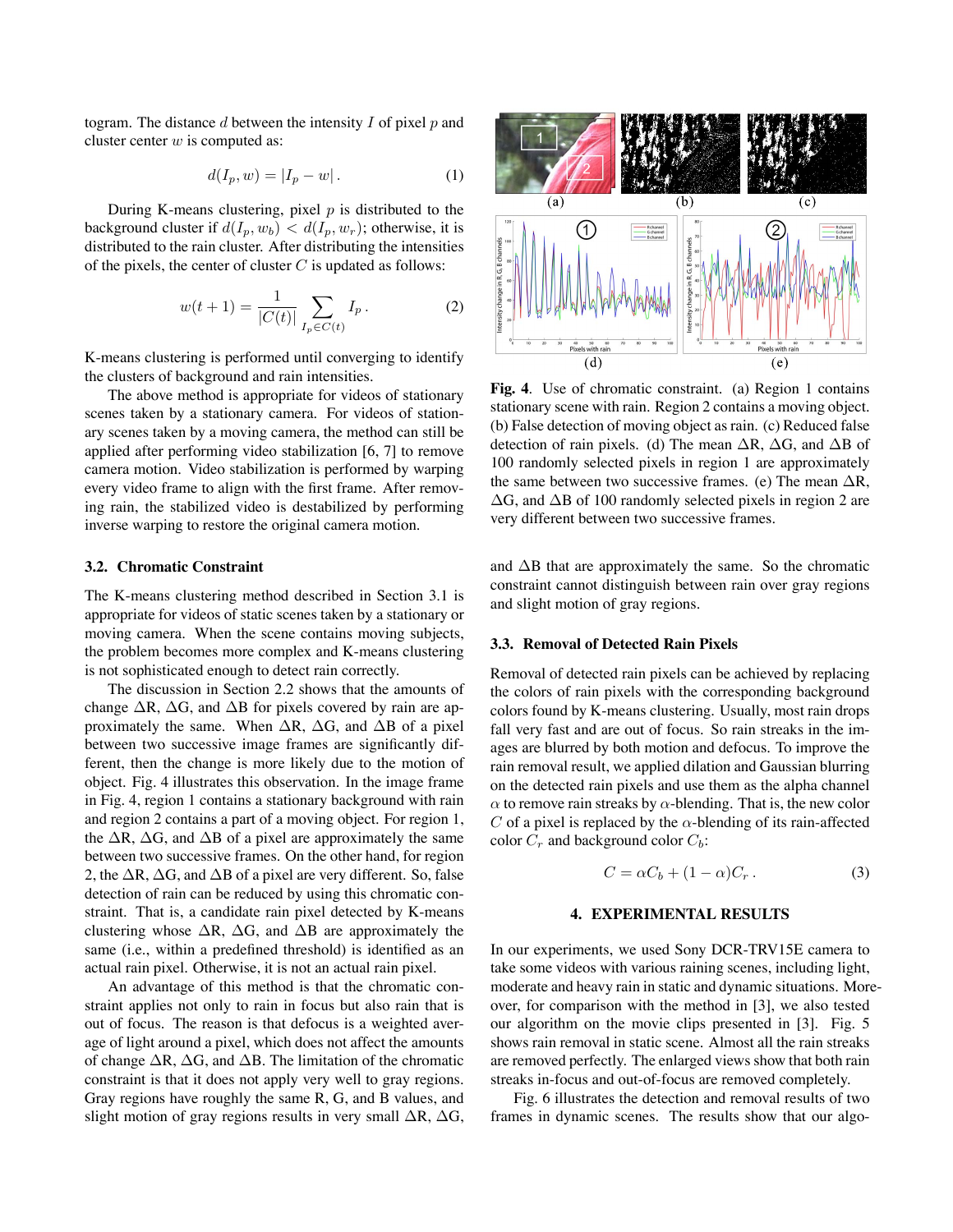togram. The distance $d$ between the intensity $I$ of pixel $p$ and cluster center $w$ is computed as:

$$d(I_p, w) = |I_p - w| . \tag{1}$$

During K-means clustering, pixel $p$ is distributed to the background cluster if $d(I_p, w_b) < d(I_p, w_r)$; otherwise, it is distributed to the rain cluster. After distributing the intensities of the pixels, the center of cluster $C$ is updated as follows:

$$w(t+1) = \frac{1}{|C(t)|} \sum_{I_p \in C(t)} I_p . \tag{2}$$

K-means clustering is performed until converging to identify the clusters of background and rain intensities.

The above method is appropriate for videos of stationary scenes taken by a stationary camera. For videos of stationary scenes taken by a moving camera, the method can still be applied after performing video stabilization [6, 7] to remove camera motion. Video stabilization is performed by warping every video frame to align with the first frame. After removing rain, the stabilized video is destabilized by performing inverse warping to restore the original camera motion.

### 3.2. Chromatic Constraint

The K-means clustering method described in Section 3.1 is appropriate for videos of static scenes taken by a stationary or moving camera. When the scene contains moving subjects, the problem becomes more complex and K-means clustering is not sophisticated enough to detect rain correctly.

The discussion in Section 2.2 shows that the amounts of change $\Delta$R, $\Delta$G, and $\Delta$B for pixels covered by rain are approximately the same. When $\Delta$R, $\Delta$G, and $\Delta$B of a pixel between two successive image frames are significantly different, then the change is more likely due to the motion of object. Fig. 4 illustrates this observation. In the image frame in Fig. 4, region 1 contains a stationary background with rain and region 2 contains a part of a moving object. For region 1, the $\Delta$R, $\Delta$G, and $\Delta$B of a pixel are approximately the same between two successive frames. On the other hand, for region 2, the $\Delta$R, $\Delta$G, and $\Delta$B of a pixel are very different. So, false detection of rain can be reduced by using this chromatic constraint. That is, a candidate rain pixel detected by K-means clustering whose $\Delta$R, $\Delta$G, and $\Delta$B are approximately the same (i.e., within a predefined threshold) is identified as an actual rain pixel. Otherwise, it is not an actual rain pixel.

An advantage of this method is that the chromatic constraint applies not only to rain in focus but also rain that is out of focus. The reason is that defocus is a weighted average of light around a pixel, which does not affect the amounts of change $\Delta$R, $\Delta$G, and $\Delta$B. The limitation of the chromatic constraint is that it does not apply very well to gray regions. Gray regions have roughly the same R, G, and B values, and slight motion of gray regions results in very small $\Delta$R, $\Delta$G, and $\Delta$B that are approximately the same. So the chromatic constraint cannot distinguish between rain over gray regions and slight motion of gray regions.

**Fig. 4**. Use of chromatic constraint. (a) Region 1 contains stationary scene with rain. Region 2 contains a moving object. (b) False detection of moving object as rain. (c) Reduced false detection of rain pixels. (d) The mean $\Delta$R, $\Delta$G, and $\Delta$B of 100 randomly selected pixels in region 1 are approximately the same between two successive frames. (e) The mean $\Delta$R, $\Delta$G, and $\Delta$B of 100 randomly selected pixels in region 2 are very different between two successive frames.

### 3.3. Removal of Detected Rain Pixels

Removal of detected rain pixels can be achieved by replacing the colors of rain pixels with the corresponding background colors found by K-means clustering. Usually, most rain drops fall very fast and are out of focus. So rain streaks in the images are blurred by both motion and defocus. To improve the rain removal result, we applied dilation and Gaussian blurring on the detected rain pixels and use them as the alpha channel $\alpha$ to remove rain streaks by $\alpha$-blending. That is, the new color $C$ of a pixel is replaced by the $\alpha$-blending of its rain-affected color $C_r$ and background color $C_b$:

$$C = \alpha C_b + (1 - \alpha) C_r . \tag{3}$$

## 4. EXPERIMENTAL RESULTS

In our experiments, we used Sony DCR-TRV15E camera to take some videos with various raining scenes, including light, moderate and heavy rain in static and dynamic situations. Moreover, for comparison with the method in [3], we also tested our algorithm on the movie clips presented in [3]. Fig. 5 shows rain removal in static scene. Almost all the rain streaks are removed perfectly. The enlarged views show that both rain streaks in-focus and out-of-focus are removed completely.

Fig. 6 illustrates the detection and removal results of two frames in dynamic scenes. The results show that our algo-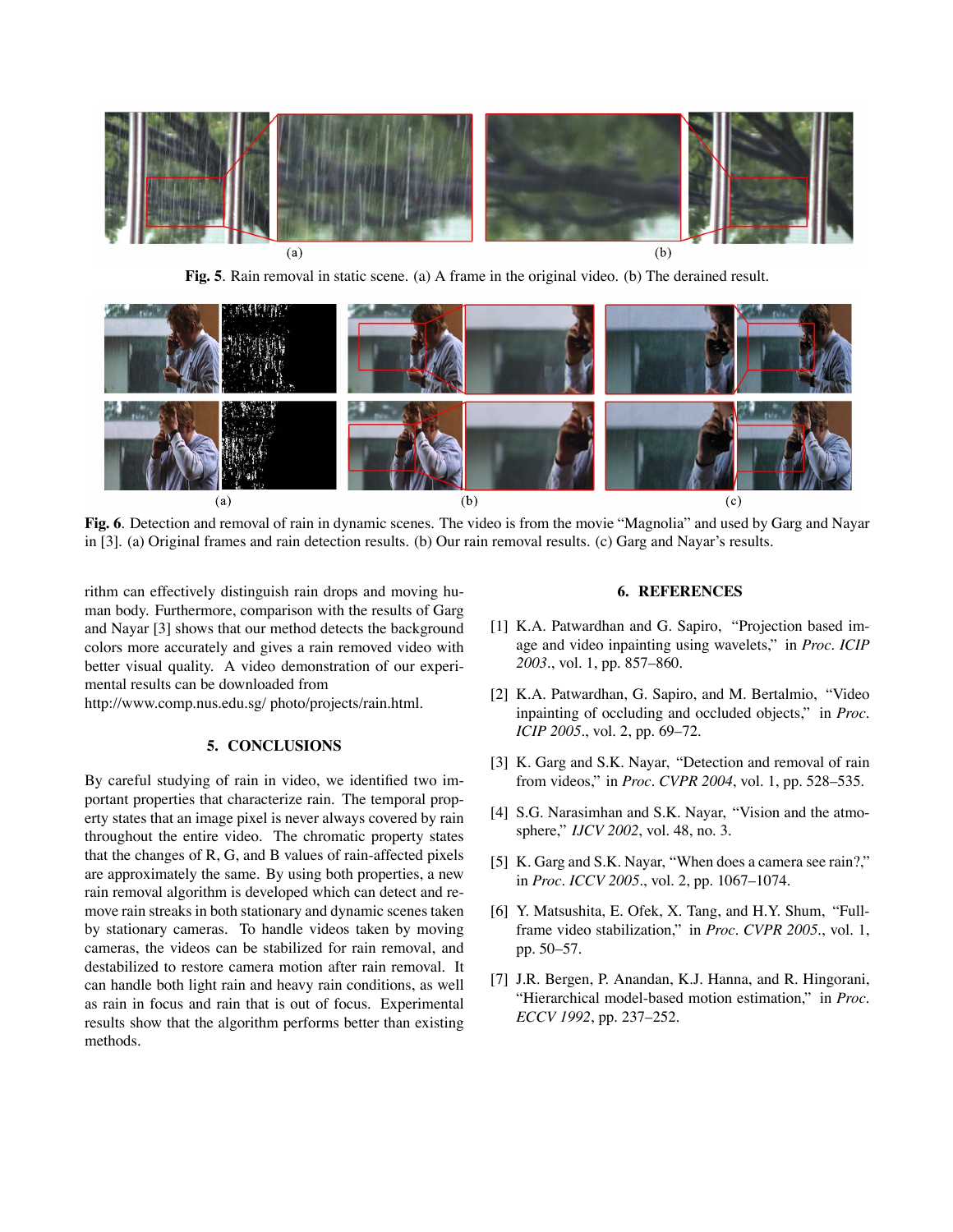(a) (b)

**Fig. 5**. Rain removal in static scene. (a) A frame in the original video. (b) The derained result.

(a) (b) (c)

**Fig. 6**. Detection and removal of rain in dynamic scenes. The video is from the movie "Magnolia" and used by Garg and Nayar in [3]. (a) Original frames and rain detection results. (b) Our rain removal results. (c) Garg and Nayar's results.

rithm can effectively distinguish rain drops and moving human body. Furthermore, comparison with the results of Garg and Nayar [3] shows that our method detects the background colors more accurately and gives a rain removed video with better visual quality. A video demonstration of our experimental results can be downloaded from
http://www.comp.nus.edu.sg/ photo/projects/rain.html.

## 5. CONCLUSIONS

By careful studying of rain in video, we identified two important properties that characterize rain. The temporal property states that an image pixel is never always covered by rain throughout the entire video. The chromatic property states that the changes of R, G, and B values of rain-affected pixels are approximately the same. By using both properties, a new rain removal algorithm is developed which can detect and remove rain streaks in both stationary and dynamic scenes taken by stationary cameras. To handle videos taken by moving cameras, the videos can be stabilized for rain removal, and destabilized to restore camera motion after rain removal. It can handle both light rain and heavy rain conditions, as well as rain in focus and rain that is out of focus. Experimental results show that the algorithm performs better than existing methods.

## 6. REFERENCES

[1] K.A. Patwardhan and G. Sapiro, "Projection based image and video inpainting using wavelets," in *Proc. ICIP 2003.*, vol. 1, pp. 857–860.

[2] K.A. Patwardhan, G. Sapiro, and M. Bertalmio, "Video inpainting of occluding and occluded objects," in *Proc. ICIP 2005.*, vol. 2, pp. 69–72.

[3] K. Garg and S.K. Nayar, "Detection and removal of rain from videos," in *Proc. CVPR 2004*, vol. 1, pp. 528–535.

[4] S.G. Narasimhan and S.K. Nayar, "Vision and the atmosphere," *IJCV 2002*, vol. 48, no. 3.

[5] K. Garg and S.K. Nayar, "When does a camera see rain?," in *Proc. ICCV 2005.*, vol. 2, pp. 1067–1074.

[6] Y. Matsushita, E. Ofek, X. Tang, and H.Y. Shum, "Full-frame video stabilization," in *Proc. CVPR 2005.*, vol. 1, pp. 50–57.

[7] J.R. Bergen, P. Anandan, K.J. Hanna, and R. Hingorani, "Hierarchical model-based motion estimation," in *Proc. ECCV 1992*, pp. 237–252.